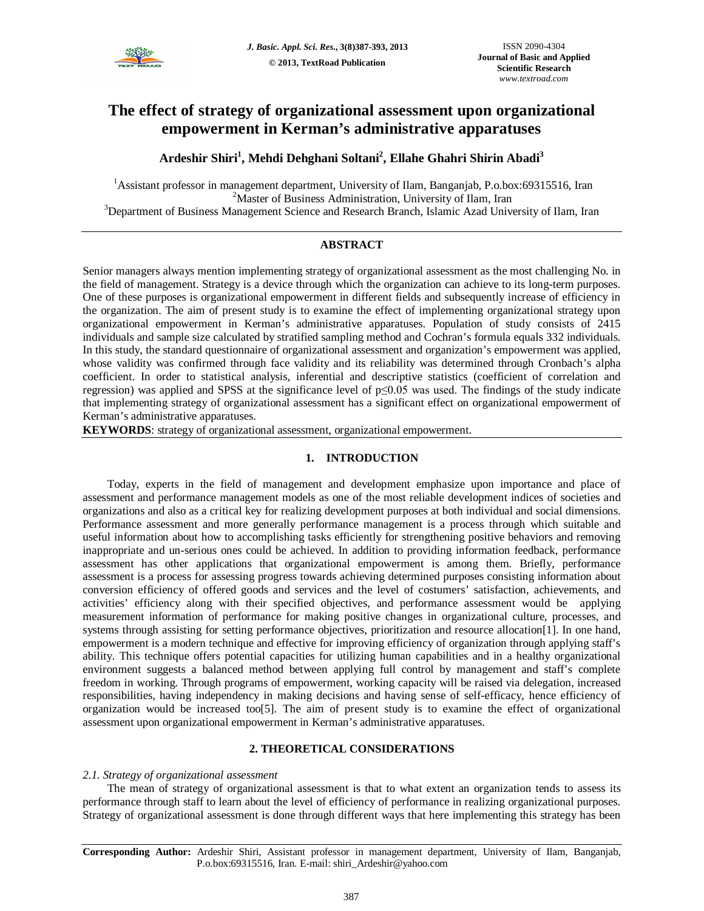# The effect of strategy of organizational assessment upon organizational empowerment in Kerman's administrative apparatuses

**Ardeshir Shiri[1], Mehdi Dehghani Soltani[2], Ellahe Ghahri Shirin Abadi[3]**

[1]Assistant professor in management department, University of Ilam, Banganjab, P.o.box:69315516, Iran
[2]Master of Business Administration, University of Ilam, Iran
[3]Department of Business Management Science and Research Branch, Islamic Azad University of Ilam, Iran

## ABSTRACT

Senior managers always mention implementing strategy of organizational assessment as the most challenging No. in the field of management. Strategy is a device through which the organization can achieve to its long-term purposes. One of these purposes is organizational empowerment in different fields and subsequently increase of efficiency in the organization. The aim of present study is to examine the effect of implementing organizational strategy upon organizational empowerment in Kerman's administrative apparatuses. Population of study consists of 2415 individuals and sample size calculated by stratified sampling method and Cochran's formula equals 332 individuals. In this study, the standard questionnaire of organizational assessment and organization's empowerment was applied, whose validity was confirmed through face validity and its reliability was determined through Cronbach's alpha coefficient. In order to statistical analysis, inferential and descriptive statistics (coefficient of correlation and regression) was applied and SPSS at the significance level of $p \leq 0.05$ was used. The findings of the study indicate that implementing strategy of organizational assessment has a significant effect on organizational empowerment of Kerman's administrative apparatuses.

**KEYWORDS**: strategy of organizational assessment, organizational empowerment.

## 1. INTRODUCTION

Today, experts in the field of management and development emphasize upon importance and place of assessment and performance management models as one of the most reliable development indices of societies and organizations and also as a critical key for realizing development purposes at both individual and social dimensions. Performance assessment and more generally performance management is a process through which suitable and useful information about how to accomplishing tasks efficiently for strengthening positive behaviors and removing inappropriate and un-serious ones could be achieved. In addition to providing information feedback, performance assessment has other applications that organizational empowerment is among them. Briefly, performance assessment is a process for assessing progress towards achieving determined purposes consisting information about conversion efficiency of offered goods and services and the level of costumers' satisfaction, achievements, and activities' efficiency along with their specified objectives, and performance assessment would be applying measurement information of performance for making positive changes in organizational culture, processes, and systems through assisting for setting performance objectives, prioritization and resource allocation[1]. In one hand, empowerment is a modern technique and effective for improving efficiency of organization through applying staff's ability. This technique offers potential capacities for utilizing human capabilities and in a healthy organizational environment suggests a balanced method between applying full control by management and staff's complete freedom in working. Through programs of empowerment, working capacity will be raised via delegation, increased responsibilities, having independency in making decisions and having sense of self-efficacy, hence efficiency of organization would be increased too[5]. The aim of present study is to examine the effect of organizational assessment upon organizational empowerment in Kerman's administrative apparatuses.

## 2. THEORETICAL CONSIDERATIONS

### *2.1. Strategy of organizational assessment*

The mean of strategy of organizational assessment is that to what extent an organization tends to assess its performance through staff to learn about the level of efficiency of performance in realizing organizational purposes. Strategy of organizational assessment is done through different ways that here implementing this strategy has been

**Corresponding Author:** Ardeshir Shiri, Assistant professor in management department, University of Ilam, Banganjab, P.o.box:69315516, Iran. E-mail: shiri_Ardeshir@yahoo.com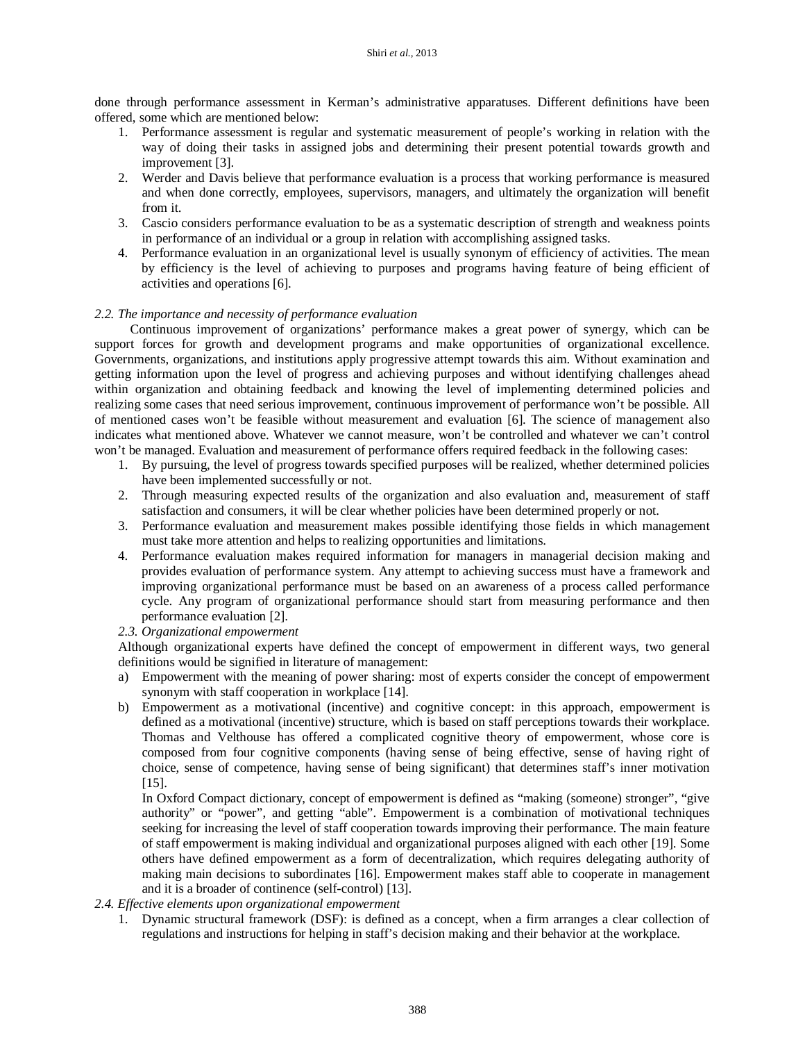done through performance assessment in Kerman's administrative apparatuses. Different definitions have been offered, some which are mentioned below:

1. Performance assessment is regular and systematic measurement of people's working in relation with the way of doing their tasks in assigned jobs and determining their present potential towards growth and improvement [3].
2. Werder and Davis believe that performance evaluation is a process that working performance is measured and when done correctly, employees, supervisors, managers, and ultimately the organization will benefit from it.
3. Cascio considers performance evaluation to be as a systematic description of strength and weakness points in performance of an individual or a group in relation with accomplishing assigned tasks.
4. Performance evaluation in an organizational level is usually synonym of efficiency of activities. The mean by efficiency is the level of achieving to purposes and programs having feature of being efficient of activities and operations [6].

*2.2. The importance and necessity of performance evaluation*

Continuous improvement of organizations' performance makes a great power of synergy, which can be support forces for growth and development programs and make opportunities of organizational excellence. Governments, organizations, and institutions apply progressive attempt towards this aim. Without examination and getting information upon the level of progress and achieving purposes and without identifying challenges ahead within organization and obtaining feedback and knowing the level of implementing determined policies and realizing some cases that need serious improvement, continuous improvement of performance won't be possible. All of mentioned cases won't be feasible without measurement and evaluation [6]. The science of management also indicates what mentioned above. Whatever we cannot measure, won't be controlled and whatever we can't control won't be managed. Evaluation and measurement of performance offers required feedback in the following cases:

1. By pursuing, the level of progress towards specified purposes will be realized, whether determined policies have been implemented successfully or not.
2. Through measuring expected results of the organization and also evaluation and, measurement of staff satisfaction and consumers, it will be clear whether policies have been determined properly or not.
3. Performance evaluation and measurement makes possible identifying those fields in which management must take more attention and helps to realizing opportunities and limitations.
4. Performance evaluation makes required information for managers in managerial decision making and provides evaluation of performance system. Any attempt to achieving success must have a framework and improving organizational performance must be based on an awareness of a process called performance cycle. Any program of organizational performance should start from measuring performance and then performance evaluation [2].

*2.3. Organizational empowerment*

Although organizational experts have defined the concept of empowerment in different ways, two general definitions would be signified in literature of management:

a) Empowerment with the meaning of power sharing: most of experts consider the concept of empowerment synonym with staff cooperation in workplace [14].
b) Empowerment as a motivational (incentive) and cognitive concept: in this approach, empowerment is defined as a motivational (incentive) structure, which is based on staff perceptions towards their workplace. Thomas and Velthouse has offered a complicated cognitive theory of empowerment, whose core is composed from four cognitive components (having sense of being effective, sense of having right of choice, sense of competence, having sense of being significant) that determines staff's inner motivation [15].

   In Oxford Compact dictionary, concept of empowerment is defined as "making (someone) stronger", "give authority" or "power", and getting "able". Empowerment is a combination of motivational techniques seeking for increasing the level of staff cooperation towards improving their performance. The main feature of staff empowerment is making individual and organizational purposes aligned with each other [19]. Some others have defined empowerment as a form of decentralization, which requires delegating authority of making main decisions to subordinates [16]. Empowerment makes staff able to cooperate in management and it is a broader of continence (self-control) [13].

*2.4. Effective elements upon organizational empowerment*

1. Dynamic structural framework (DSF): is defined as a concept, when a firm arranges a clear collection of regulations and instructions for helping in staff's decision making and their behavior at the workplace.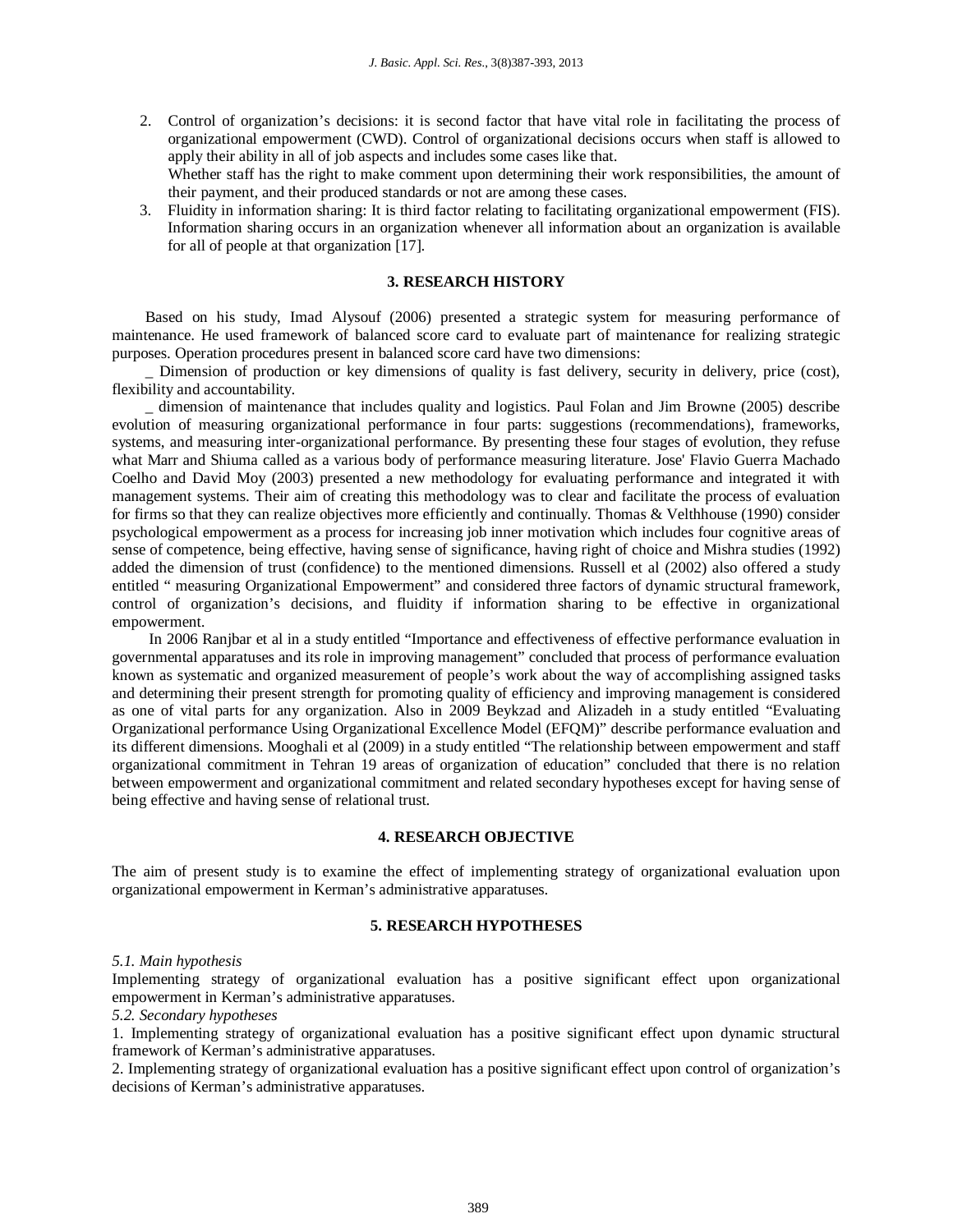2. Control of organization's decisions: it is second factor that have vital role in facilitating the process of organizational empowerment (CWD). Control of organizational decisions occurs when staff is allowed to apply their ability in all of job aspects and includes some cases like that.
   Whether staff has the right to make comment upon determining their work responsibilities, the amount of their payment, and their produced standards or not are among these cases.
3. Fluidity in information sharing: It is third factor relating to facilitating organizational empowerment (FIS). Information sharing occurs in an organization whenever all information about an organization is available for all of people at that organization [17].

## 3. RESEARCH HISTORY

Based on his study, Imad Alysouf (2006) presented a strategic system for measuring performance of maintenance. He used framework of balanced score card to evaluate part of maintenance for realizing strategic purposes. Operation procedures present in balanced score card have two dimensions:

_ Dimension of production or key dimensions of quality is fast delivery, security in delivery, price (cost), flexibility and accountability.

_ dimension of maintenance that includes quality and logistics. Paul Folan and Jim Browne (2005) describe evolution of measuring organizational performance in four parts: suggestions (recommendations), frameworks, systems, and measuring inter-organizational performance. By presenting these four stages of evolution, they refuse what Marr and Shiuma called as a various body of performance measuring literature. Jose' Flavio Guerra Machado Coelho and David Moy (2003) presented a new methodology for evaluating performance and integrated it with management systems. Their aim of creating this methodology was to clear and facilitate the process of evaluation for firms so that they can realize objectives more efficiently and continually. Thomas & Velthhouse (1990) consider psychological empowerment as a process for increasing job inner motivation which includes four cognitive areas of sense of competence, being effective, having sense of significance, having right of choice and Mishra studies (1992) added the dimension of trust (confidence) to the mentioned dimensions. Russell et al (2002) also offered a study entitled " measuring Organizational Empowerment" and considered three factors of dynamic structural framework, control of organization's decisions, and fluidity if information sharing to be effective in organizational empowerment.

In 2006 Ranjbar et al in a study entitled "Importance and effectiveness of effective performance evaluation in governmental apparatuses and its role in improving management" concluded that process of performance evaluation known as systematic and organized measurement of people's work about the way of accomplishing assigned tasks and determining their present strength for promoting quality of efficiency and improving management is considered as one of vital parts for any organization. Also in 2009 Beykzad and Alizadeh in a study entitled "Evaluating Organizational performance Using Organizational Excellence Model (EFQM)" describe performance evaluation and its different dimensions. Mooghali et al (2009) in a study entitled "The relationship between empowerment and staff organizational commitment in Tehran 19 areas of organization of education" concluded that there is no relation between empowerment and organizational commitment and related secondary hypotheses except for having sense of being effective and having sense of relational trust.

## 4. RESEARCH OBJECTIVE

The aim of present study is to examine the effect of implementing strategy of organizational evaluation upon organizational empowerment in Kerman's administrative apparatuses.

## 5. RESEARCH HYPOTHESES

*5.1. Main hypothesis*

Implementing strategy of organizational evaluation has a positive significant effect upon organizational empowerment in Kerman's administrative apparatuses.

*5.2. Secondary hypotheses*

1. Implementing strategy of organizational evaluation has a positive significant effect upon dynamic structural framework of Kerman's administrative apparatuses.
2. Implementing strategy of organizational evaluation has a positive significant effect upon control of organization's decisions of Kerman's administrative apparatuses.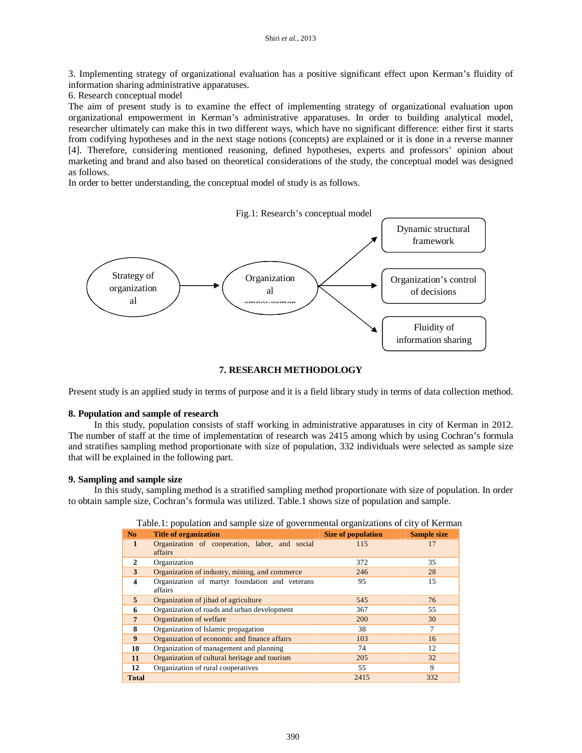3. Implementing strategy of organizational evaluation has a positive significant effect upon Kerman's fluidity of information sharing administrative apparatuses.

6. Research conceptual model

The aim of present study is to examine the effect of implementing strategy of organizational evaluation upon organizational empowerment in Kerman's administrative apparatuses. In order to building analytical model, researcher ultimately can make this in two different ways, which have no significant difference: either first it starts from codifying hypotheses and in the next stage notions (concepts) are explained or it is done in a reverse manner [4]. Therefore, considering mentioned reasoning, defined hypotheses, experts and professors' opinion about marketing and brand and also based on theoretical considerations of the study, the conceptual model was designed as follows.

In order to better understanding, the conceptual model of study is as follows.

Fig.1: Research's conceptual model

Strategy of organizational al → Organizational empowermen → Dynamic structural framework; Organization's control of decisions; Fluidity of information sharing

## 7. RESEARCH METHODOLOGY

Present study is an applied study in terms of purpose and it is a field library study in terms of data collection method.

### 8. Population and sample of research

In this study, population consists of staff working in administrative apparatuses in city of Kerman in 2012. The number of staff at the time of implementation of research was 2415 among which by using Cochran's formula and stratifies sampling method proportionate with size of population, 332 individuals were selected as sample size that will be explained in the following part.

### 9. Sampling and sample size

In this study, sampling method is a stratified sampling method proportionate with size of population. In order to obtain sample size, Cochran's formula was utilized. Table.1 shows size of population and sample.

Table.1: population and sample size of governmental organizations of city of Kerman

| No | Title of organization | Size of population | Sample size |
|---|---|---|---|
| 1 | Organization of cooperation, labor, and social affairs | 115 | 17 |
| 2 | Organization | 372 | 35 |
| 3 | Organization of industry, mining, and commerce | 246 | 28 |
| 4 | Organization of martyr foundation and veterans affairs | 95 | 15 |
| 5 | Organization of jihad of agriculture | 545 | 76 |
| 6 | Organization of roads and urban development | 367 | 55 |
| 7 | Organization of welfare | 200 | 30 |
| 8 | Organization of Islamic propagation | 38 | 7 |
| 9 | Organization of economic and finance affairs | 103 | 16 |
| 10 | Organization of management and planning | 74 | 12 |
| 11 | Organization of cultural heritage and tourism | 205 | 32 |
| 12 | Organization of rural cooperatives | 55 | 9 |
| Total | | 2415 | 332 |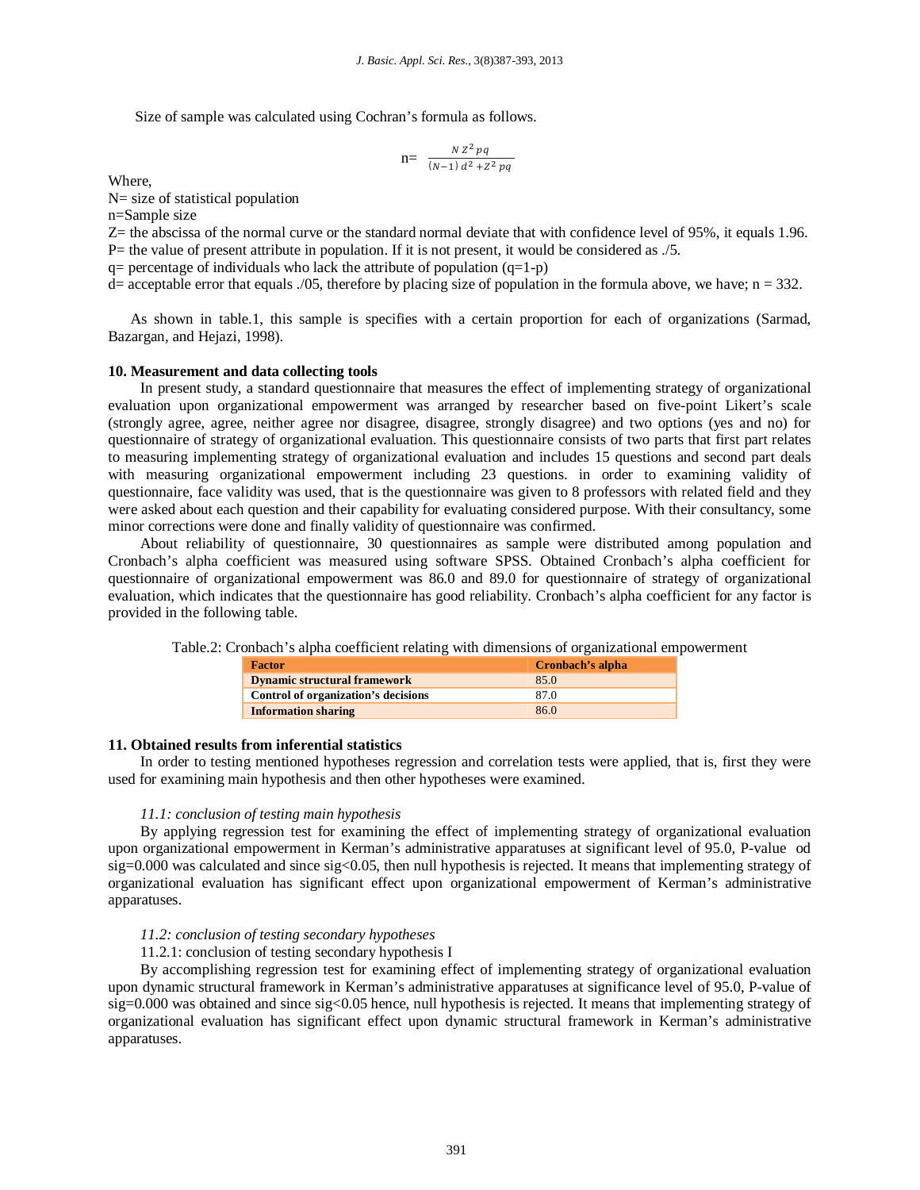Size of sample was calculated using Cochran's formula as follows.

$$n = \frac{N\,Z^2\,pq}{(N-1)\,d^2 + Z^2\,pq}$$

Where,

N= size of statistical population

n=Sample size

Z= the abscissa of the normal curve or the standard normal deviate that with confidence level of 95%, it equals 1.96.

P= the value of present attribute in population. If it is not present, it would be considered as ./5.

q= percentage of individuals who lack the attribute of population (q=1-p)

d= acceptable error that equals ./05, therefore by placing size of population in the formula above, we have; n = 332.

As shown in table.1, this sample is specifies with a certain proportion for each of organizations (Sarmad, Bazargan, and Hejazi, 1998).

### 10. Measurement and data collecting tools

In present study, a standard questionnaire that measures the effect of implementing strategy of organizational evaluation upon organizational empowerment was arranged by researcher based on five-point Likert's scale (strongly agree, agree, neither agree nor disagree, disagree, strongly disagree) and two options (yes and no) for questionnaire of strategy of organizational evaluation. This questionnaire consists of two parts that first part relates to measuring implementing strategy of organizational evaluation and includes 15 questions and second part deals with measuring organizational empowerment including 23 questions. in order to examining validity of questionnaire, face validity was used, that is the questionnaire was given to 8 professors with related field and they were asked about each question and their capability for evaluating considered purpose. With their consultancy, some minor corrections were done and finally validity of questionnaire was confirmed.

About reliability of questionnaire, 30 questionnaires as sample were distributed among population and Cronbach's alpha coefficient was measured using software SPSS. Obtained Cronbach's alpha coefficient for questionnaire of organizational empowerment was 86.0 and 89.0 for questionnaire of strategy of organizational evaluation, which indicates that the questionnaire has good reliability. Cronbach's alpha coefficient for any factor is provided in the following table.

Table.2: Cronbach's alpha coefficient relating with dimensions of organizational empowerment

| Factor | Cronbach's alpha |
|---|---|
| Dynamic structural framework | 85.0 |
| Control of organization's decisions | 87.0 |
| Information sharing | 86.0 |

### 11. Obtained results from inferential statistics

In order to testing mentioned hypotheses regression and correlation tests were applied, that is, first they were used for examining main hypothesis and then other hypotheses were examined.

*11.1: conclusion of testing main hypothesis*

By applying regression test for examining the effect of implementing strategy of organizational evaluation upon organizational empowerment in Kerman's administrative apparatuses at significant level of 95.0, P-value od sig=0.000 was calculated and since sig<0.05, then null hypothesis is rejected. It means that implementing strategy of organizational evaluation has significant effect upon organizational empowerment of Kerman's administrative apparatuses.

*11.2: conclusion of testing secondary hypotheses*

11.2.1: conclusion of testing secondary hypothesis I

By accomplishing regression test for examining effect of implementing strategy of organizational evaluation upon dynamic structural framework in Kerman's administrative apparatuses at significance level of 95.0, P-value of sig=0.000 was obtained and since sig<0.05 hence, null hypothesis is rejected. It means that implementing strategy of organizational evaluation has significant effect upon dynamic structural framework in Kerman's administrative apparatuses.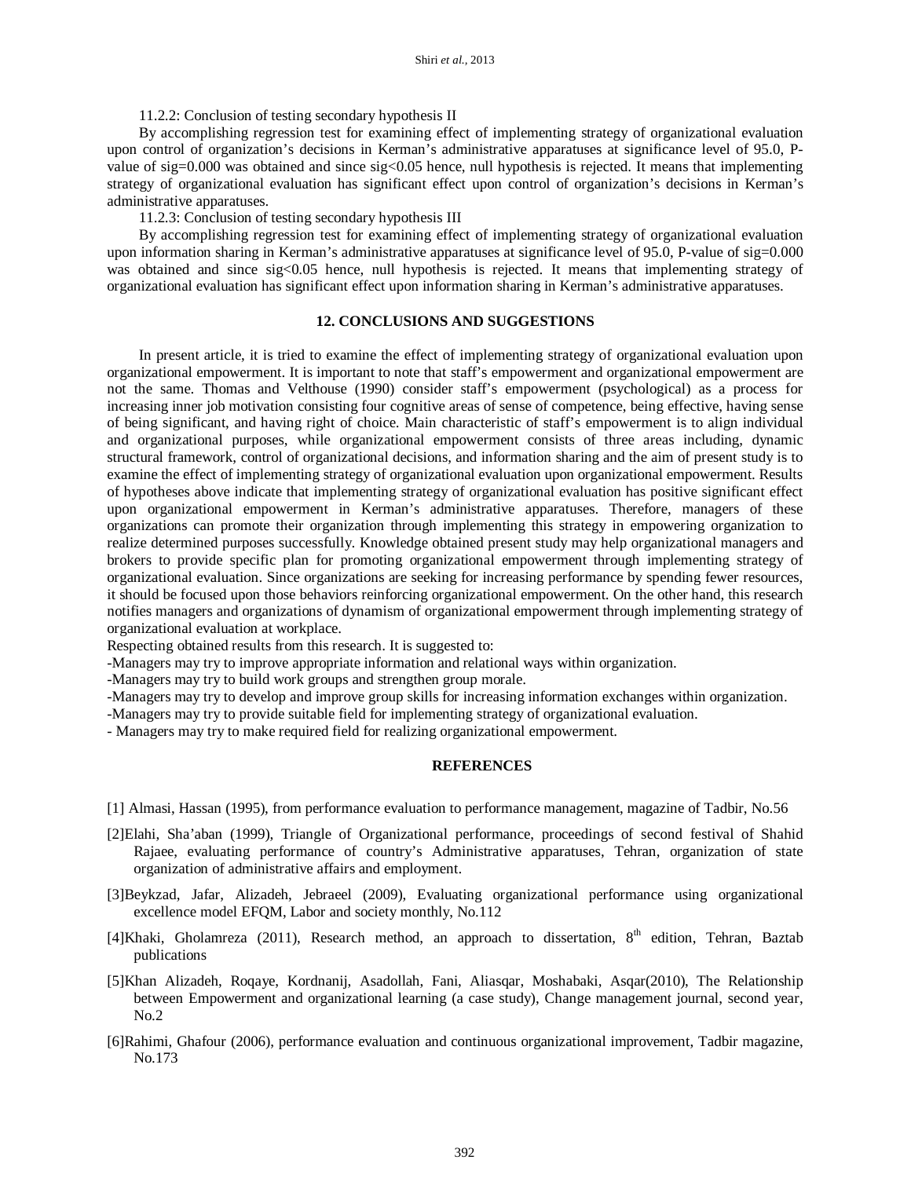11.2.2: Conclusion of testing secondary hypothesis II

By accomplishing regression test for examining effect of implementing strategy of organizational evaluation upon control of organization's decisions in Kerman's administrative apparatuses at significance level of 95.0, P-value of sig=0.000 was obtained and since sig<0.05 hence, null hypothesis is rejected. It means that implementing strategy of organizational evaluation has significant effect upon control of organization's decisions in Kerman's administrative apparatuses.

11.2.3: Conclusion of testing secondary hypothesis III

By accomplishing regression test for examining effect of implementing strategy of organizational evaluation upon information sharing in Kerman's administrative apparatuses at significance level of 95.0, P-value of sig=0.000 was obtained and since sig<0.05 hence, null hypothesis is rejected. It means that implementing strategy of organizational evaluation has significant effect upon information sharing in Kerman's administrative apparatuses.

## 12. CONCLUSIONS AND SUGGESTIONS

In present article, it is tried to examine the effect of implementing strategy of organizational evaluation upon organizational empowerment. It is important to note that staff's empowerment and organizational empowerment are not the same. Thomas and Velthouse (1990) consider staff's empowerment (psychological) as a process for increasing inner job motivation consisting four cognitive areas of sense of competence, being effective, having sense of being significant, and having right of choice. Main characteristic of staff's empowerment is to align individual and organizational purposes, while organizational empowerment consists of three areas including, dynamic structural framework, control of organizational decisions, and information sharing and the aim of present study is to examine the effect of implementing strategy of organizational evaluation upon organizational empowerment. Results of hypotheses above indicate that implementing strategy of organizational evaluation has positive significant effect upon organizational empowerment in Kerman's administrative apparatuses. Therefore, managers of these organizations can promote their organization through implementing this strategy in empowering organization to realize determined purposes successfully. Knowledge obtained present study may help organizational managers and brokers to provide specific plan for promoting organizational empowerment through implementing strategy of organizational evaluation. Since organizations are seeking for increasing performance by spending fewer resources, it should be focused upon those behaviors reinforcing organizational empowerment. On the other hand, this research notifies managers and organizations of dynamism of organizational empowerment through implementing strategy of organizational evaluation at workplace.

Respecting obtained results from this research. It is suggested to:

- Managers may try to improve appropriate information and relational ways within organization.
- Managers may try to build work groups and strengthen group morale.
- Managers may try to develop and improve group skills for increasing information exchanges within organization.
- Managers may try to provide suitable field for implementing strategy of organizational evaluation.
- Managers may try to make required field for realizing organizational empowerment.

## REFERENCES

[1] Almasi, Hassan (1995), from performance evaluation to performance management, magazine of Tadbir, No.56

[2]Elahi, Sha'aban (1999), Triangle of Organizational performance, proceedings of second festival of Shahid Rajaee, evaluating performance of country's Administrative apparatuses, Tehran, organization of state organization of administrative affairs and employment.

[3]Beykzad, Jafar, Alizadeh, Jebraeel (2009), Evaluating organizational performance using organizational excellence model EFQM, Labor and society monthly, No.112

[4]Khaki, Gholamreza (2011), Research method, an approach to dissertation, 8th edition, Tehran, Baztab publications

[5]Khan Alizadeh, Roqaye, Kordnanij, Asadollah, Fani, Aliasqar, Moshabaki, Asqar(2010), The Relationship between Empowerment and organizational learning (a case study), Change management journal, second year, No.2

[6]Rahimi, Ghafour (2006), performance evaluation and continuous organizational improvement, Tadbir magazine, No.173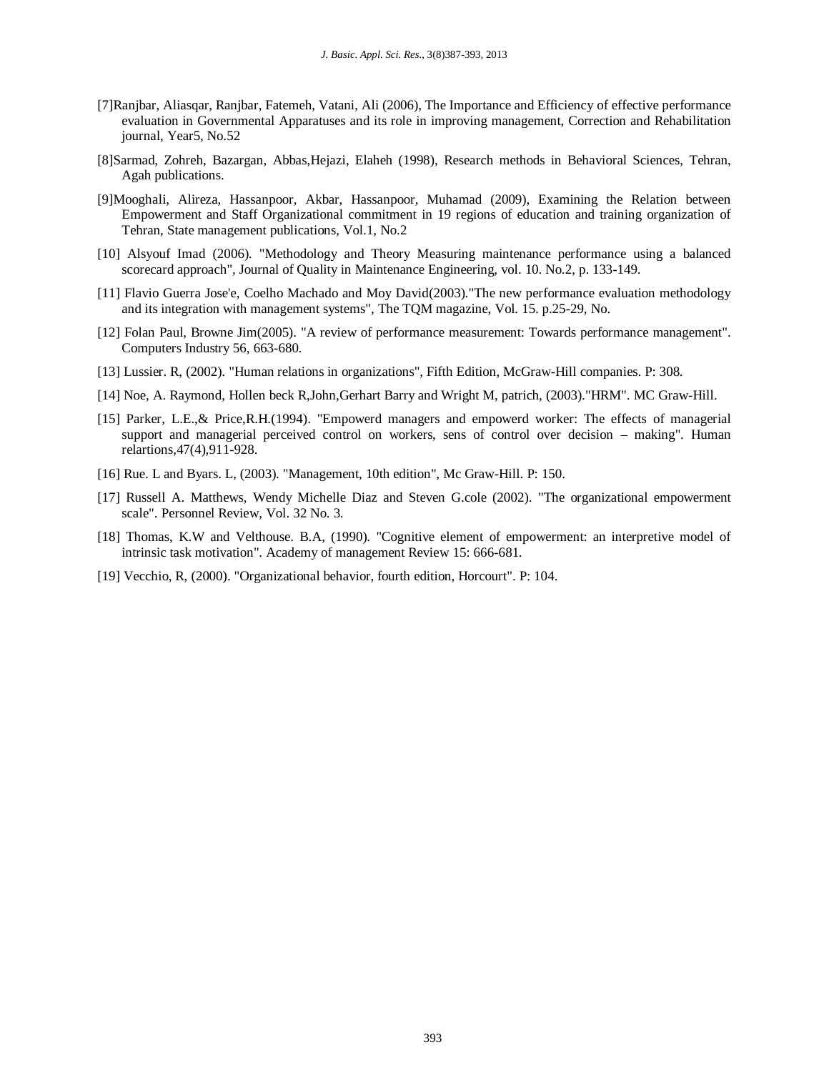[7]Ranjbar, Aliasqar, Ranjbar, Fatemeh, Vatani, Ali (2006), The Importance and Efficiency of effective performance evaluation in Governmental Apparatuses and its role in improving management, Correction and Rehabilitation journal, Year5, No.52

[8]Sarmad, Zohreh, Bazargan, Abbas,Hejazi, Elaheh (1998), Research methods in Behavioral Sciences, Tehran, Agah publications.

[9]Mooghali, Alireza, Hassanpoor, Akbar, Hassanpoor, Muhamad (2009), Examining the Relation between Empowerment and Staff Organizational commitment in 19 regions of education and training organization of Tehran, State management publications, Vol.1, No.2

[10] Alsyouf Imad (2006). "Methodology and Theory Measuring maintenance performance using a balanced scorecard approach", Journal of Quality in Maintenance Engineering, vol. 10. No.2, p. 133-149.

[11] Flavio Guerra Jose'e, Coelho Machado and Moy David(2003)."The new performance evaluation methodology and its integration with management systems", The TQM magazine, Vol. 15. p.25-29, No.

[12] Folan Paul, Browne Jim(2005). "A review of performance measurement: Towards performance management". Computers Industry 56, 663-680.

[13] Lussier. R, (2002). "Human relations in organizations", Fifth Edition, McGraw-Hill companies. P: 308.

[14] Noe, A. Raymond, Hollen beck R,John,Gerhart Barry and Wright M, patrich, (2003)."HRM". MC Graw-Hill.

[15] Parker, L.E.,& Price,R.H.(1994). "Empowerd managers and empowerd worker: The effects of managerial support and managerial perceived control on workers, sens of control over decision – making". Human relartions,47(4),911-928.

[16] Rue. L and Byars. L, (2003). "Management, 10th edition", Mc Graw-Hill. P: 150.

[17] Russell A. Matthews, Wendy Michelle Diaz and Steven G.cole (2002). "The organizational empowerment scale". Personnel Review, Vol. 32 No. 3.

[18] Thomas, K.W and Velthouse. B.A, (1990). "Cognitive element of empowerment: an interpretive model of intrinsic task motivation". Academy of management Review 15: 666-681.

[19] Vecchio, R, (2000). "Organizational behavior, fourth edition, Horcourt". P: 104.